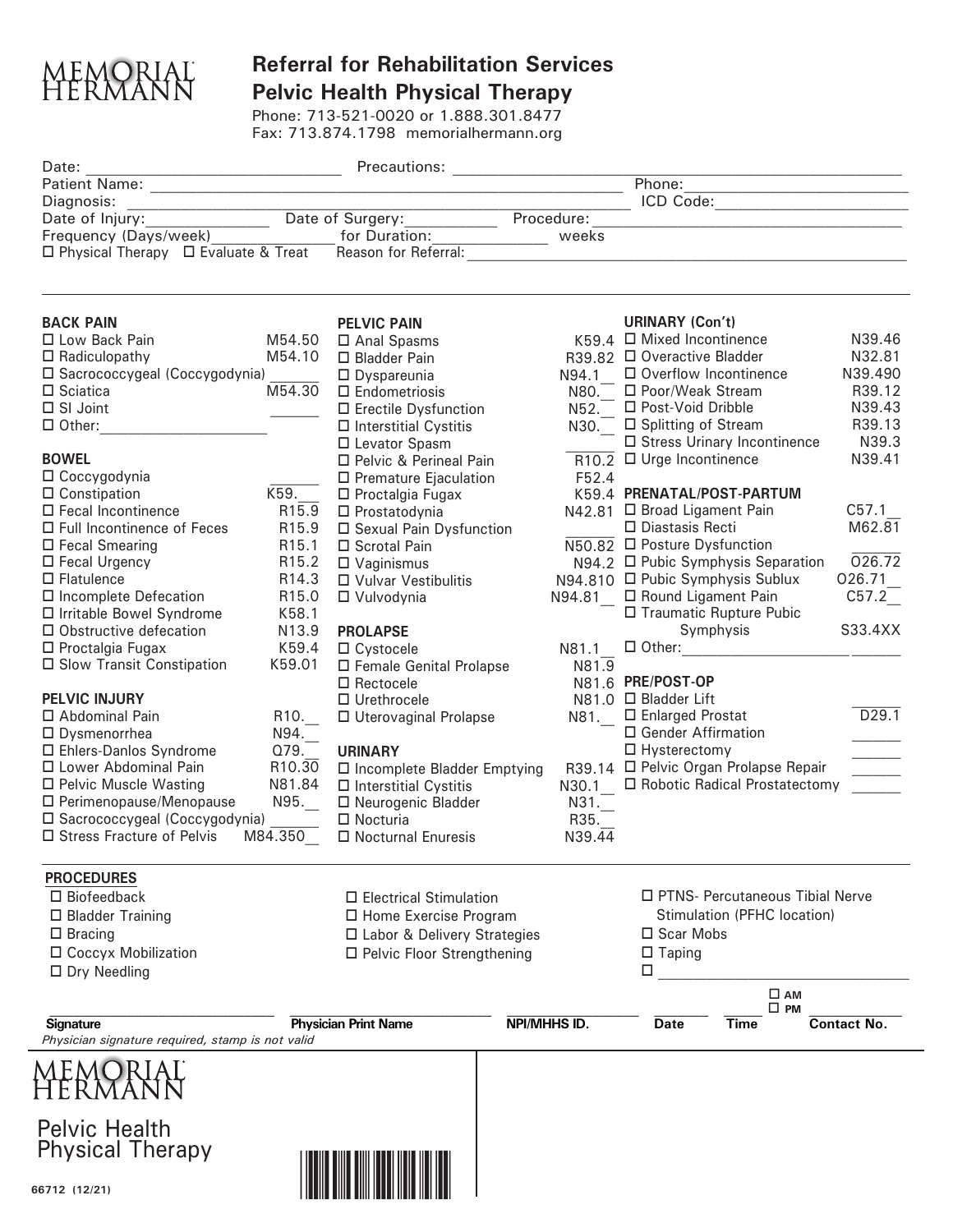MEMORIAL HERMANN

# Referral for Rehabilitation Services
## Pelvic Health Physical Therapy

Phone: 713-521-0020 or 1.888.301.8477
Fax: 713.874.1798 memorialhermann.org

Date: ______________________ Precautions: ______________________
Patient Name: ______________________ Phone: ______________________
Diagnosis: ______________________ ICD Code: ______________________
Date of Injury: ____________ Date of Surgery: ____________ Procedure: ______________________
Frequency (Days/week) ____________ for Duration: ____________ weeks
☐ Physical Therapy ☐ Evaluate & Treat Reason for Referral: ______________________

### BACK PAIN

| Condition | Code |
|---|---|
| ☐ Low Back Pain | M54.50 |
| ☐ Radiculopathy | M54.10 |
| ☐ Sacrococcygeal (Coccygodynia) | ______ |
| ☐ Sciatica | M54.30 |
| ☐ SI Joint | ______ |
| ☐ Other: ______________ | |

### BOWEL

| Condition | Code |
|---|---|
| ☐ Coccygodynia | ______ |
| ☐ Constipation | K59.__ |
| ☐ Fecal Incontinence | R15.9 |
| ☐ Full Incontinence of Feces | R15.9 |
| ☐ Fecal Smearing | R15.1 |
| ☐ Fecal Urgency | R15.2 |
| ☐ Flatulence | R14.3 |
| ☐ Incomplete Defecation | R15.0 |
| ☐ Irritable Bowel Syndrome | K58.1 |
| ☐ Obstructive defecation | N13.9 |
| ☐ Proctalgia Fugax | K59.4 |
| ☐ Slow Transit Constipation | K59.01 |

### PELVIC INJURY

| Condition | Code |
|---|---|
| ☐ Abdominal Pain | R10.__ |
| ☐ Dysmenorrhea | N94.__ |
| ☐ Ehlers-Danlos Syndrome | Q79.__ |
| ☐ Lower Abdominal Pain | R10.30 |
| ☐ Pelvic Muscle Wasting | N81.84 |
| ☐ Perimenopause/Menopause | N95.__ |
| ☐ Sacrococcygeal (Coccygodynia) | ______ |
| ☐ Stress Fracture of Pelvis | M84.350__ |

### PELVIC PAIN

| Condition | Code |
|---|---|
| ☐ Anal Spasms | K59.4 |
| ☐ Bladder Pain | R39.82 |
| ☐ Dyspareunia | N94.1__ |
| ☐ Endometriosis | N80.__ |
| ☐ Erectile Dysfunction | N52.__ |
| ☐ Interstitial Cystitis | N30.__ |
| ☐ Levator Spasm | ______ |
| ☐ Pelvic & Perineal Pain | R10.2 |
| ☐ Premature Ejaculation | F52.4 |
| ☐ Proctalgia Fugax | K59.4 |
| ☐ Prostatodynia | N42.81 |
| ☐ Sexual Pain Dysfunction | ______ |
| ☐ Scrotal Pain | N50.82 |
| ☐ Vaginismus | N94.2 |
| ☐ Vulvar Vestibulitis | N94.810 |
| ☐ Vulvodynia | N94.81__ |

### PROLAPSE

| Condition | Code |
|---|---|
| ☐ Cystocele | N81.1__ |
| ☐ Female Genital Prolapse | N81.9 |
| ☐ Rectocele | N81.6 |
| ☐ Urethrocele | N81.0 |
| ☐ Uterovaginal Prolapse | N81.__ |

### URINARY

| Condition | Code |
|---|---|
| ☐ Incomplete Bladder Emptying | R39.14 |
| ☐ Interstitial Cystitis | N30.1__ |
| ☐ Neurogenic Bladder | N31.__ |
| ☐ Nocturia | R35.__ |
| ☐ Nocturnal Enuresis | N39.44 |

### URINARY (Con't)

| Condition | Code |
|---|---|
| ☐ Mixed Incontinence | N39.46 |
| ☐ Overactive Bladder | N32.81 |
| ☐ Overflow Incontinence | N39.490 |
| ☐ Poor/Weak Stream | R39.12 |
| ☐ Post-Void Dribble | N39.43 |
| ☐ Splitting of Stream | R39.13 |
| ☐ Stress Urinary Incontinence | N39.3 |
| ☐ Urge Incontinence | N39.41 |

### PRENATAL/POST-PARTUM

| Condition | Code |
|---|---|
| ☐ Broad Ligament Pain | C57.1__ |
| ☐ Diastasis Recti | M62.81 |
| ☐ Posture Dysfunction | ______ |
| ☐ Pubic Symphysis Separation | O26.72 |
| ☐ Pubic Symphysis Sublux | O26.71__ |
| ☐ Round Ligament Pain | C57.2__ |
| ☐ Traumatic Rupture Pubic Symphysis | S33.4XX |
| ☐ Other: ______________ | ______ |

### PRE/POST-OP

| Condition | Code |
|---|---|
| ☐ Bladder Lift | ______ |
| ☐ Enlarged Prostat | D29.1 |
| ☐ Gender Affirmation | ______ |
| ☐ Hysterectomy | ______ |
| ☐ Pelvic Organ Prolapse Repair | ______ |
| ☐ Robotic Radical Prostatectomy | ______ |

### PROCEDURES

- ☐ Biofeedback
- ☐ Bladder Training
- ☐ Bracing
- ☐ Coccyx Mobilization
- ☐ Dry Needling
- ☐ Electrical Stimulation
- ☐ Home Exercise Program
- ☐ Labor & Delivery Strategies
- ☐ Pelvic Floor Strengthening
- ☐ PTNS- Percutaneous Tibial Nerve Stimulation (PFHC location)
- ☐ Scar Mobs
- ☐ Taping
- ☐ ______________________

| **Signature** | **Physician Print Name** | **NPI/MHHS ID.** | **Date** | **Time** ☐ AM ☐ PM | **Contact No.** |
|---|---|---|---|---|---|
| | | | | | |

*Physician signature required, stamp is not valid*

MEMORIAL HERMANN

Pelvic Health Physical Therapy

66712 (12/21)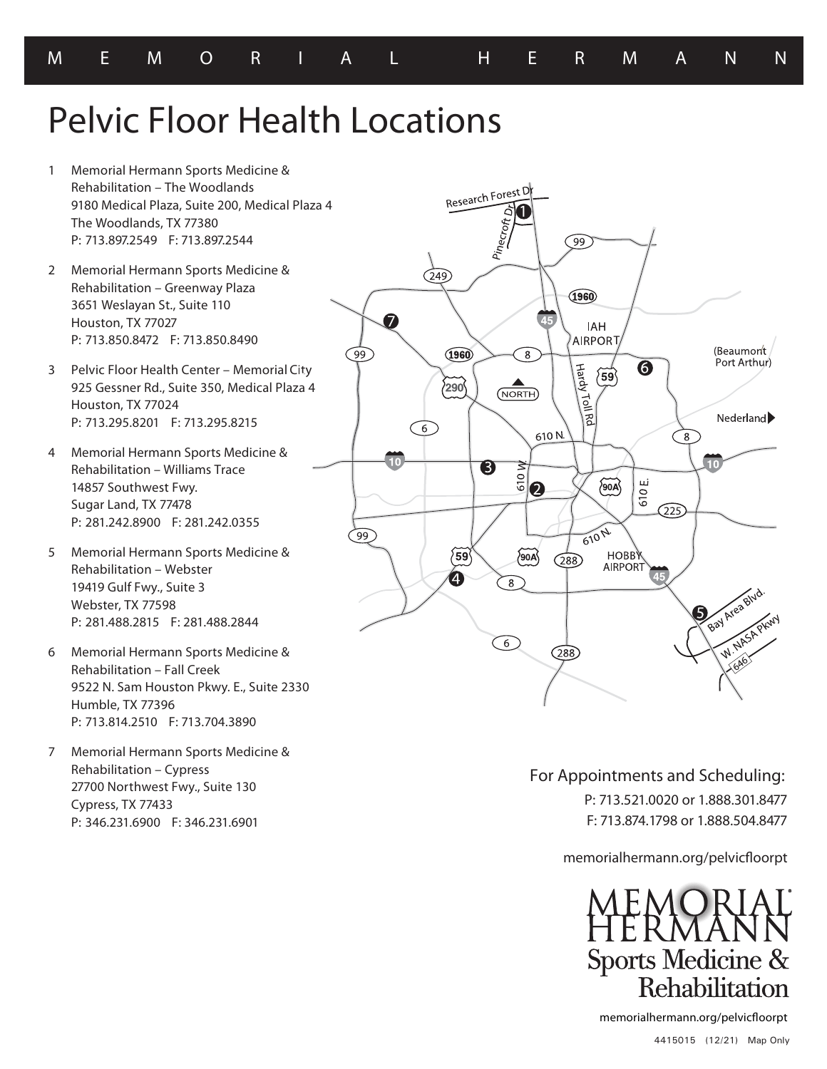M E M O R I A L H E R M A N N

# Pelvic Floor Health Locations

1. Memorial Hermann Sports Medicine & Rehabilitation – The Woodlands
   9180 Medical Plaza, Suite 200, Medical Plaza 4
   The Woodlands, TX 77380
   P: 713.897.2549 F: 713.897.2544

2. Memorial Hermann Sports Medicine & Rehabilitation – Greenway Plaza
   3651 Weslayan St., Suite 110
   Houston, TX 77027
   P: 713.850.8472 F: 713.850.8490

3. Pelvic Floor Health Center – Memorial City
   925 Gessner Rd., Suite 350, Medical Plaza 4
   Houston, TX 77024
   P: 713.295.8201 F: 713.295.8215

4. Memorial Hermann Sports Medicine & Rehabilitation – Williams Trace
   14857 Southwest Fwy.
   Sugar Land, TX 77478
   P: 281.242.8900 F: 281.242.0355

5. Memorial Hermann Sports Medicine & Rehabilitation – Webster
   19419 Gulf Fwy., Suite 3
   Webster, TX 77598
   P: 281.488.2815 F: 281.488.2844

6. Memorial Hermann Sports Medicine & Rehabilitation – Fall Creek
   9522 N. Sam Houston Pkwy. E., Suite 2330
   Humble, TX 77396
   P: 713.814.2510 F: 713.704.3890

7. Memorial Hermann Sports Medicine & Rehabilitation – Cypress
   27700 Northwest Fwy., Suite 130
   Cypress, TX 77433
   P: 346.231.6900 F: 346.231.6901

Research Forest Dr
Pinecroft Dr
99
249
1960
45
IAH AIRPORT
99
1960
8
Hardy Toll Rd
59
(Beaumont Port Arthur)
290
NORTH
Nederland
6
610 N.
8
10
610 W.
90A
610 E.
10
225
99
610 N.
59
90A
288
HOBBY AIRPORT
45
8
Bay Area Blvd.
W. NASA Pkwy
646
6
288

For Appointments and Scheduling:
P: 713.521.0020 or 1.888.301.8477
F: 713.874.1798 or 1.888.504.8477

memorialhermann.org/pelvicfloorpt

MEMORIAL HERMANN
Sports Medicine & Rehabilitation

memorialhermann.org/pelvicfloorpt

4415015 (12/21) Map Only